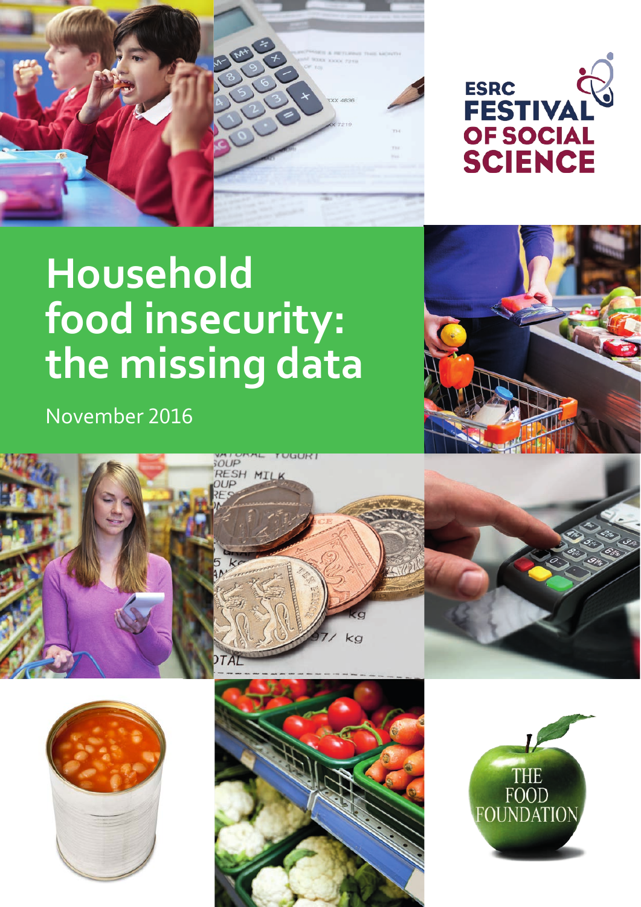ESRC FESTIVAL OF SOCIAL SCIENCE

# Household food insecurity: the missing data

November 2016

THE FOOD FOUNDATION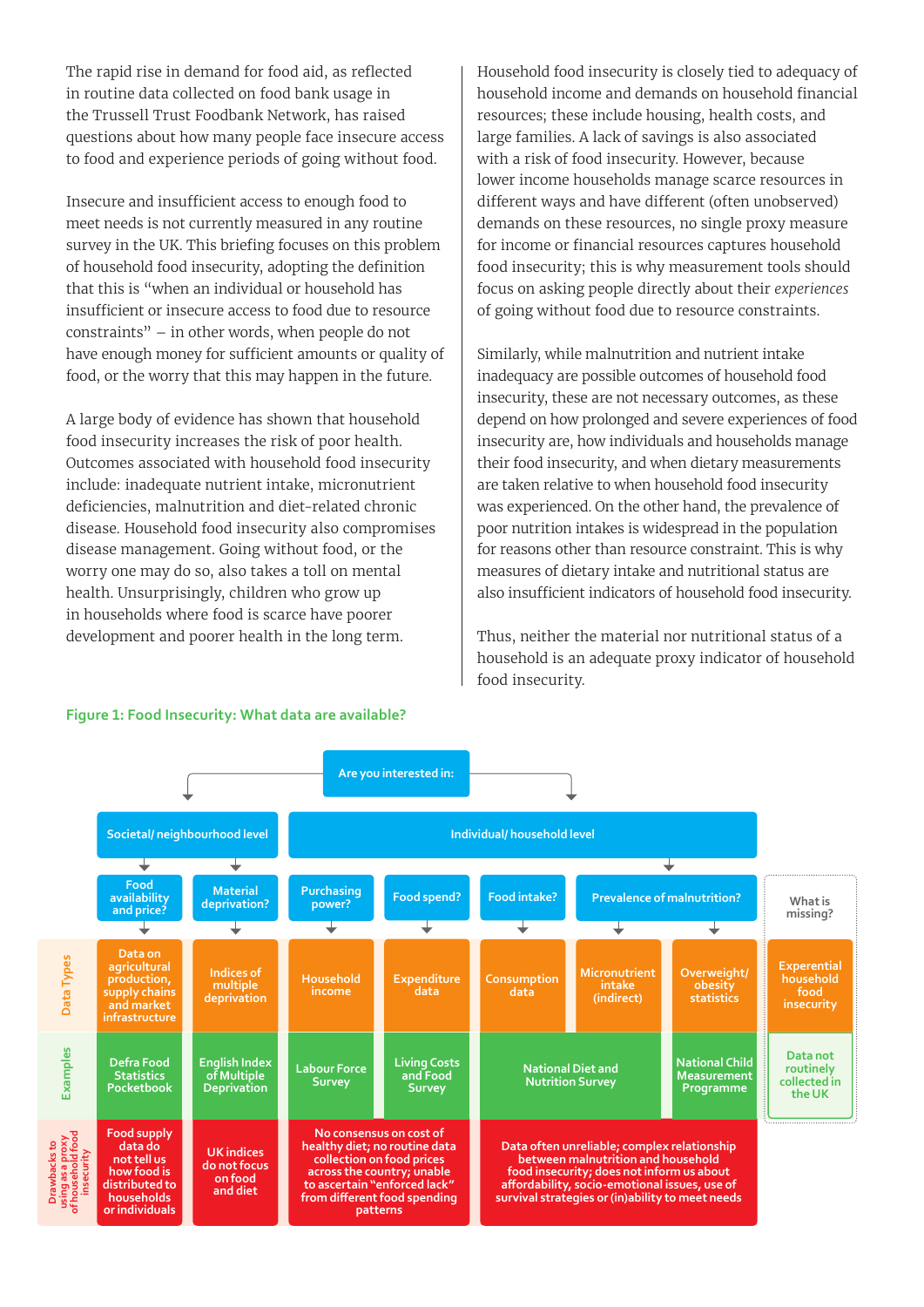The rapid rise in demand for food aid, as reflected in routine data collected on food bank usage in the Trussell Trust Foodbank Network, has raised questions about how many people face insecure access to food and experience periods of going without food.

Insecure and insufficient access to enough food to meet needs is not currently measured in any routine survey in the UK. This briefing focuses on this problem of household food insecurity, adopting the definition that this is "when an individual or household has insufficient or insecure access to food due to resource constraints" – in other words, when people do not have enough money for sufficient amounts or quality of food, or the worry that this may happen in the future.

A large body of evidence has shown that household food insecurity increases the risk of poor health. Outcomes associated with household food insecurity include: inadequate nutrient intake, micronutrient deficiencies, malnutrition and diet-related chronic disease. Household food insecurity also compromises disease management. Going without food, or the worry one may do so, also takes a toll on mental health. Unsurprisingly, children who grow up in households where food is scarce have poorer development and poorer health in the long term.

Household food insecurity is closely tied to adequacy of household income and demands on household financial resources; these include housing, health costs, and large families. A lack of savings is also associated with a risk of food insecurity. However, because lower income households manage scarce resources in different ways and have different (often unobserved) demands on these resources, no single proxy measure for income or financial resources captures household food insecurity; this is why measurement tools should focus on asking people directly about their *experiences* of going without food due to resource constraints.

Similarly, while malnutrition and nutrient intake inadequacy are possible outcomes of household food insecurity, these are not necessary outcomes, as these depend on how prolonged and severe experiences of food insecurity are, how individuals and households manage their food insecurity, and when dietary measurements are taken relative to when household food insecurity was experienced. On the other hand, the prevalence of poor nutrition intakes is widespread in the population for reasons other than resource constraint. This is why measures of dietary intake and nutritional status are also insufficient indicators of household food insecurity.

Thus, neither the material nor nutritional status of a household is an adequate proxy indicator of household food insecurity.

**Figure 1: Food Insecurity: What data are available?**

Are you interested in:

| | Societal/ neighbourhood level | | Individual/ household level | | | | | |
|---|---|---|---|---|---|---|---|---|
| | Food availability and price? | Material deprivation? | Purchasing power? | Food spend? | Food intake? | Prevalence of malnutrition? | | What is missing? |
| Data Types | Data on agricultural production, supply chains and market infrastructure | Indices of multiple deprivation | Household income | Expenditure data | Consumption data | Micronutrient intake (indirect) | Overweight/ obesity statistics | Experiential household food insecurity |
| Examples | Defra Food Statistics Pocketbook | English Index of Multiple Deprivation | Labour Force Survey | Living Costs and Food Survey | National Diet and Nutrition Survey | | National Child Measurement Programme | Data not routinely collected in the UK |
| Drawbacks to using as a proxy of household food insecurity | Food supply data do not tell us how food is distributed to households or individuals | UK indices do not focus on food and diet | No consensus on cost of healthy diet; no routine data collection on food prices across the country; unable to ascertain "enforced lack" from different food spending patterns | | Data often unreliable; complex relationship between malnutrition and household food insecurity; does not inform us about affordability, socio-emotional issues, use of survival strategies or (in)ability to meet needs | | | |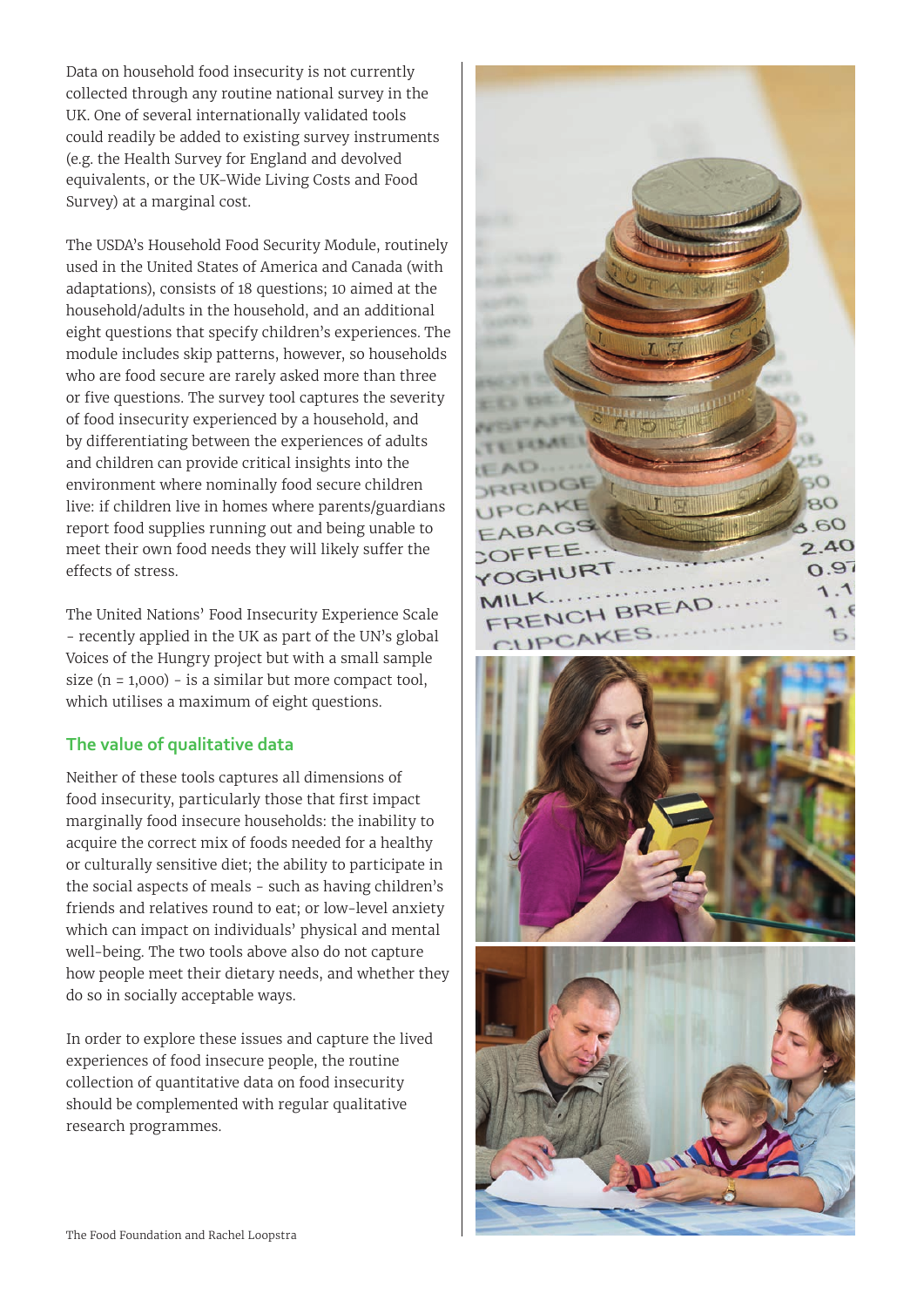Data on household food insecurity is not currently collected through any routine national survey in the UK. One of several internationally validated tools could readily be added to existing survey instruments (e.g. the Health Survey for England and devolved equivalents, or the UK-Wide Living Costs and Food Survey) at a marginal cost.

The USDA's Household Food Security Module, routinely used in the United States of America and Canada (with adaptations), consists of 18 questions; 10 aimed at the household/adults in the household, and an additional eight questions that specify children's experiences. The module includes skip patterns, however, so households who are food secure are rarely asked more than three or five questions. The survey tool captures the severity of food insecurity experienced by a household, and by differentiating between the experiences of adults and children can provide critical insights into the environment where nominally food secure children live: if children live in homes where parents/guardians report food supplies running out and being unable to meet their own food needs they will likely suffer the effects of stress.

The United Nations' Food Insecurity Experience Scale - recently applied in the UK as part of the UN's global Voices of the Hungry project but with a small sample size (n = 1,000) - is a similar but more compact tool, which utilises a maximum of eight questions.

## The value of qualitative data

Neither of these tools captures all dimensions of food insecurity, particularly those that first impact marginally food insecure households: the inability to acquire the correct mix of foods needed for a healthy or culturally sensitive diet; the ability to participate in the social aspects of meals - such as having children's friends and relatives round to eat; or low-level anxiety which can impact on individuals' physical and mental well-being. The two tools above also do not capture how people meet their dietary needs, and whether they do so in socially acceptable ways.

In order to explore these issues and capture the lived experiences of food insecure people, the routine collection of quantitative data on food insecurity should be complemented with regular qualitative research programmes.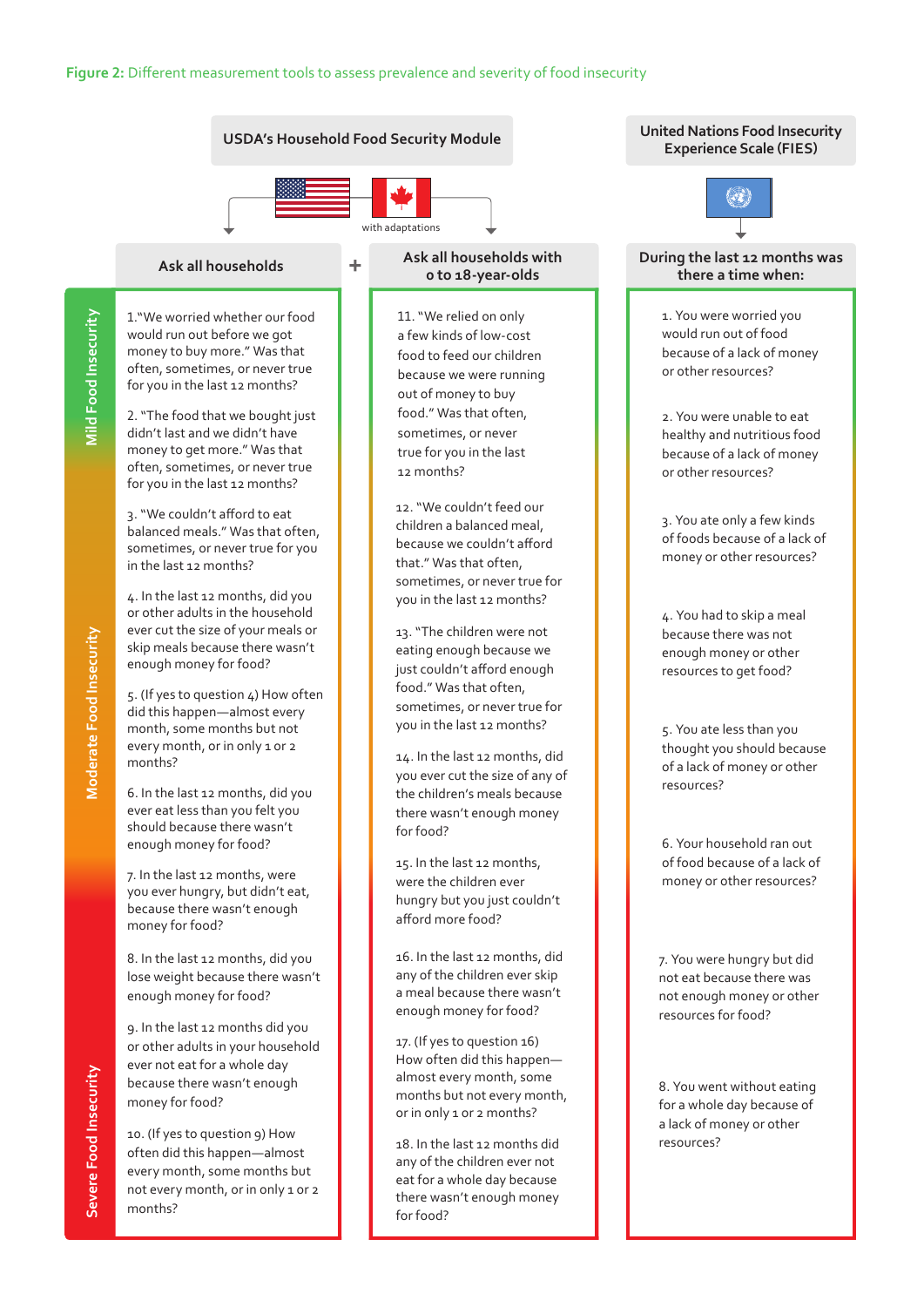**Figure 2:** Different measurement tools to assess prevalence and severity of food insecurity

## USDA's Household Food Security Module

(United States; Canada — with adaptations)

### Ask all households

1. "We worried whether our food would run out before we got money to buy more." Was that often, sometimes, or never true for you in the last 12 months?

2. "The food that we bought just didn't last and we didn't have money to get more." Was that often, sometimes, or never true for you in the last 12 months?

3. "We couldn't afford to eat balanced meals." Was that often, sometimes, or never true for you in the last 12 months?

4. In the last 12 months, did you or other adults in the household ever cut the size of your meals or skip meals because there wasn't enough money for food?

5. (If yes to question 4) How often did this happen—almost every month, some months but not every month, or in only 1 or 2 months?

6. In the last 12 months, did you ever eat less than you felt you should because there wasn't enough money for food?

7. In the last 12 months, were you ever hungry, but didn't eat, because there wasn't enough money for food?

8. In the last 12 months, did you lose weight because there wasn't enough money for food?

9. In the last 12 months did you or other adults in your household ever not eat for a whole day because there wasn't enough money for food?

10. (If yes to question 9) How often did this happen—almost every month, some months but not every month, or in only 1 or 2 months?

### + Ask all households with 0 to 18-year-olds

11. "We relied on only a few kinds of low-cost food to feed our children because we were running out of money to buy food." Was that often, sometimes, or never true for you in the last 12 months?

12. "We couldn't feed our children a balanced meal, because we couldn't afford that." Was that often, sometimes, or never true for you in the last 12 months?

13. "The children were not eating enough because we just couldn't afford enough food." Was that often, sometimes, or never true for you in the last 12 months?

14. In the last 12 months, did you ever cut the size of any of the children's meals because there wasn't enough money for food?

15. In the last 12 months, were the children ever hungry but you just couldn't afford more food?

16. In the last 12 months, did any of the children ever skip a meal because there wasn't enough money for food?

17. (If yes to question 16) How often did this happen—almost every month, some months but not every month, or in only 1 or 2 months?

18. In the last 12 months did any of the children ever not eat for a whole day because there wasn't enough money for food?

## United Nations Food Insecurity Experience Scale (FIES)

### During the last 12 months was there a time when:

1. You were worried you would run out of food because of a lack of money or other resources?

2. You were unable to eat healthy and nutritious food because of a lack of money or other resources?

3. You ate only a few kinds of foods because of a lack of money or other resources?

4. You had to skip a meal because there was not enough money or other resources to get food?

5. You ate less than you thought you should because of a lack of money or other resources?

6. Your household ran out of food because of a lack of money or other resources?

7. You were hungry but did not eat because there was not enough money or other resources for food?

8. You went without eating for a whole day because of a lack of money or other resources?

Severity scale (top to bottom): Mild Food Insecurity — Moderate Food Insecurity — Severe Food Insecurity